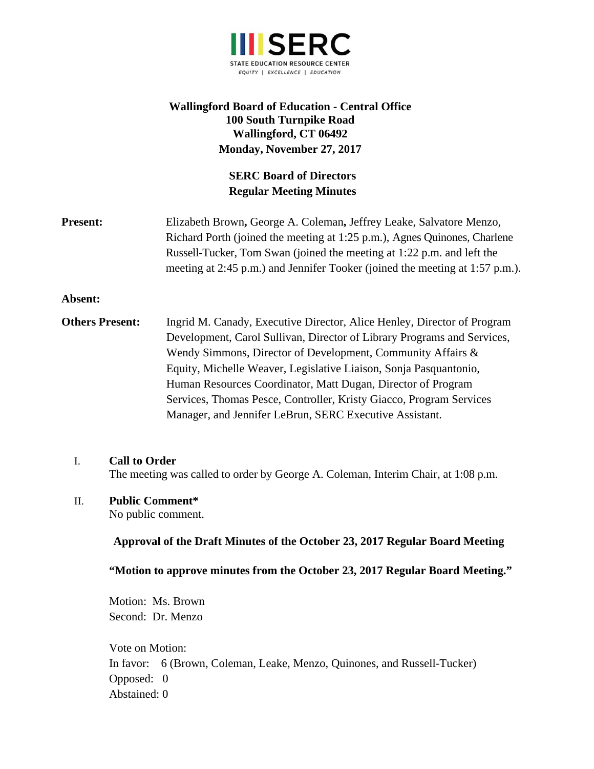**Wallingford Board of Education - Central Office**
**100 South Turnpike Road**
**Wallingford, CT 06492**
**Monday, November 27, 2017**

**SERC Board of Directors**
**Regular Meeting Minutes**

**Present:** Elizabeth Brown**,** George A. Coleman**,** Jeffrey Leake, Salvatore Menzo, Richard Porth (joined the meeting at 1:25 p.m.), Agnes Quinones, Charlene Russell-Tucker, Tom Swan (joined the meeting at 1:22 p.m. and left the meeting at 2:45 p.m.) and Jennifer Tooker (joined the meeting at 1:57 p.m.).

**Absent:**

**Others Present:** Ingrid M. Canady, Executive Director, Alice Henley, Director of Program Development, Carol Sullivan, Director of Library Programs and Services, Wendy Simmons, Director of Development, Community Affairs & Equity, Michelle Weaver, Legislative Liaison, Sonja Pasquantonio, Human Resources Coordinator, Matt Dugan, Director of Program Services, Thomas Pesce, Controller, Kristy Giacco, Program Services Manager, and Jennifer LeBrun, SERC Executive Assistant.

I. **Call to Order**
The meeting was called to order by George A. Coleman, Interim Chair, at 1:08 p.m.

II. **Public Comment***
No public comment.

**Approval of the Draft Minutes of the October 23, 2017 Regular Board Meeting**

**"Motion to approve minutes from the October 23, 2017 Regular Board Meeting."**

Motion: Ms. Brown
Second: Dr. Menzo

Vote on Motion:
In favor: 6 (Brown, Coleman, Leake, Menzo, Quinones, and Russell-Tucker)
Opposed: 0
Abstained: 0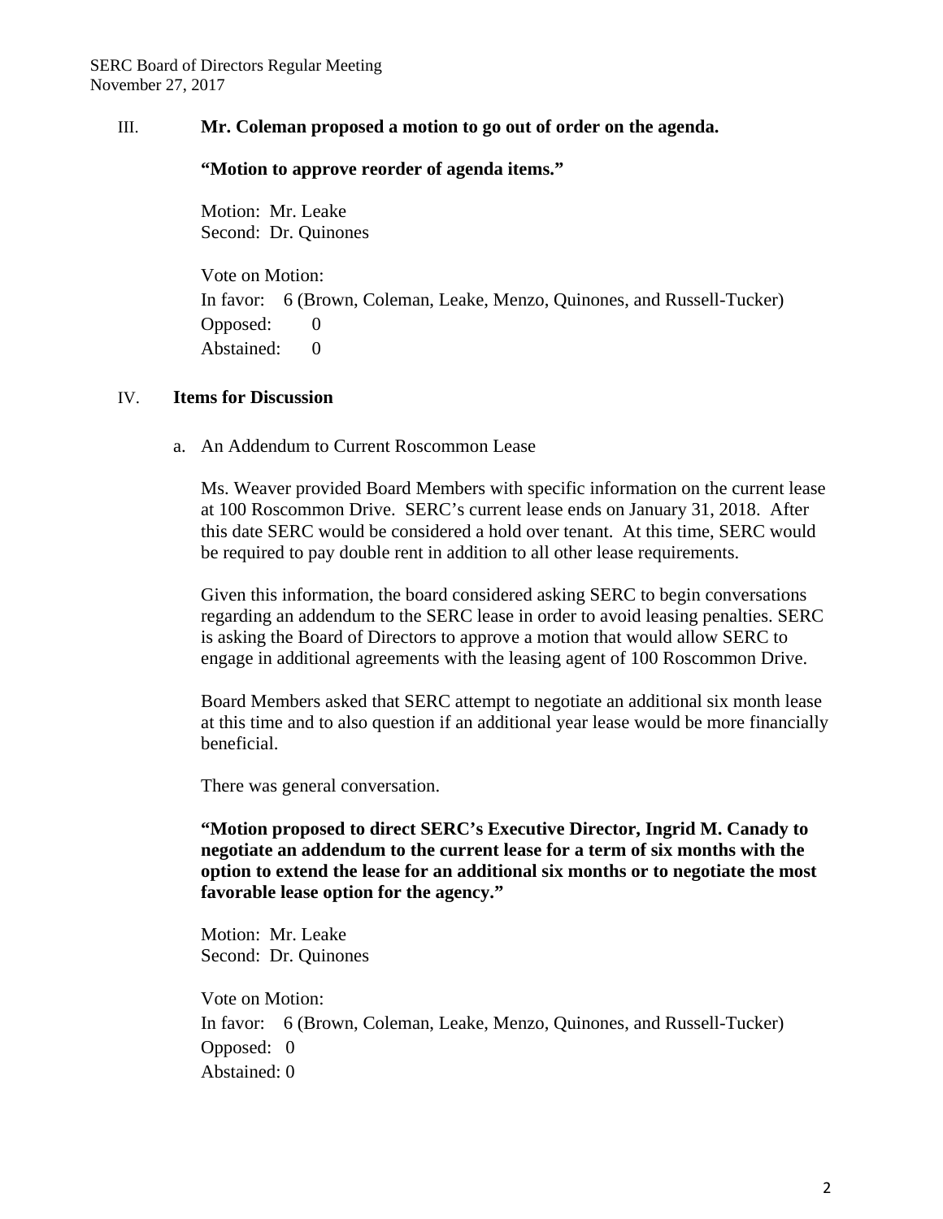III. **Mr. Coleman proposed a motion to go out of order on the agenda.**

**"Motion to approve reorder of agenda items."**

Motion: Mr. Leake
Second: Dr. Quinones

Vote on Motion:
In favor: 6 (Brown, Coleman, Leake, Menzo, Quinones, and Russell-Tucker)
Opposed: 0
Abstained: 0

IV. **Items for Discussion**

a. An Addendum to Current Roscommon Lease

Ms. Weaver provided Board Members with specific information on the current lease at 100 Roscommon Drive. SERC's current lease ends on January 31, 2018. After this date SERC would be considered a hold over tenant. At this time, SERC would be required to pay double rent in addition to all other lease requirements.

Given this information, the board considered asking SERC to begin conversations regarding an addendum to the SERC lease in order to avoid leasing penalties. SERC is asking the Board of Directors to approve a motion that would allow SERC to engage in additional agreements with the leasing agent of 100 Roscommon Drive.

Board Members asked that SERC attempt to negotiate an additional six month lease at this time and to also question if an additional year lease would be more financially beneficial.

There was general conversation.

**"Motion proposed to direct SERC's Executive Director, Ingrid M. Canady to negotiate an addendum to the current lease for a term of six months with the option to extend the lease for an additional six months or to negotiate the most favorable lease option for the agency."**

Motion: Mr. Leake
Second: Dr. Quinones

Vote on Motion:
In favor: 6 (Brown, Coleman, Leake, Menzo, Quinones, and Russell-Tucker)
Opposed: 0
Abstained: 0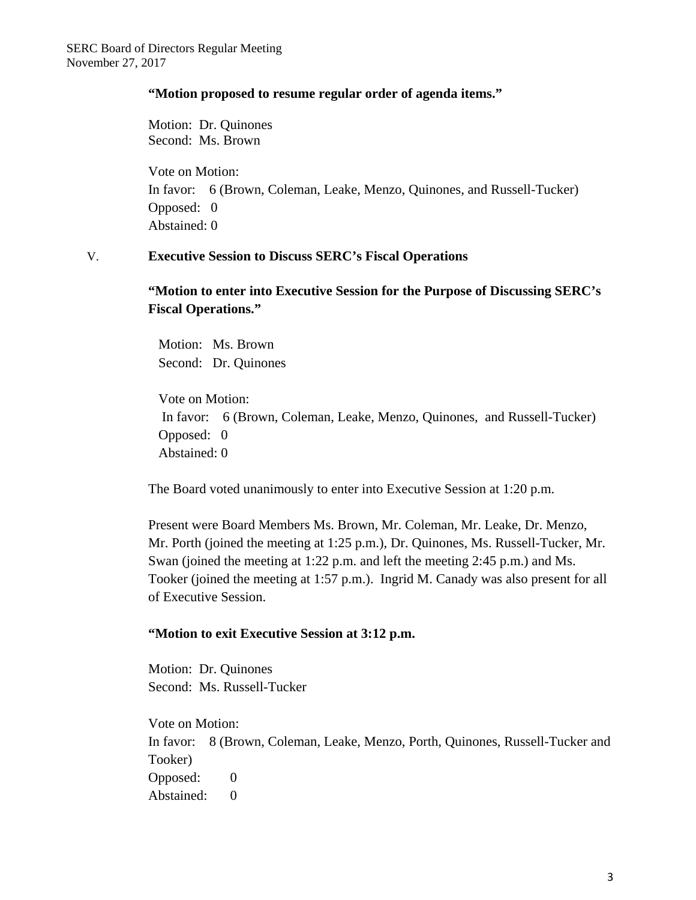**"Motion proposed to resume regular order of agenda items."**

Motion: Dr. Quinones
Second: Ms. Brown

Vote on Motion:
In favor: 6 (Brown, Coleman, Leake, Menzo, Quinones, and Russell-Tucker)
Opposed: 0
Abstained: 0

V. **Executive Session to Discuss SERC's Fiscal Operations**

**"Motion to enter into Executive Session for the Purpose of Discussing SERC's Fiscal Operations."**

Motion: Ms. Brown
Second: Dr. Quinones

Vote on Motion:
In favor: 6 (Brown, Coleman, Leake, Menzo, Quinones, and Russell-Tucker)
Opposed: 0
Abstained: 0

The Board voted unanimously to enter into Executive Session at 1:20 p.m.

Present were Board Members Ms. Brown, Mr. Coleman, Mr. Leake, Dr. Menzo, Mr. Porth (joined the meeting at 1:25 p.m.), Dr. Quinones, Ms. Russell-Tucker, Mr. Swan (joined the meeting at 1:22 p.m. and left the meeting 2:45 p.m.) and Ms. Tooker (joined the meeting at 1:57 p.m.). Ingrid M. Canady was also present for all of Executive Session.

**"Motion to exit Executive Session at 3:12 p.m.**

Motion: Dr. Quinones
Second: Ms. Russell-Tucker

Vote on Motion:
In favor: 8 (Brown, Coleman, Leake, Menzo, Porth, Quinones, Russell-Tucker and Tooker)
Opposed: 0
Abstained: 0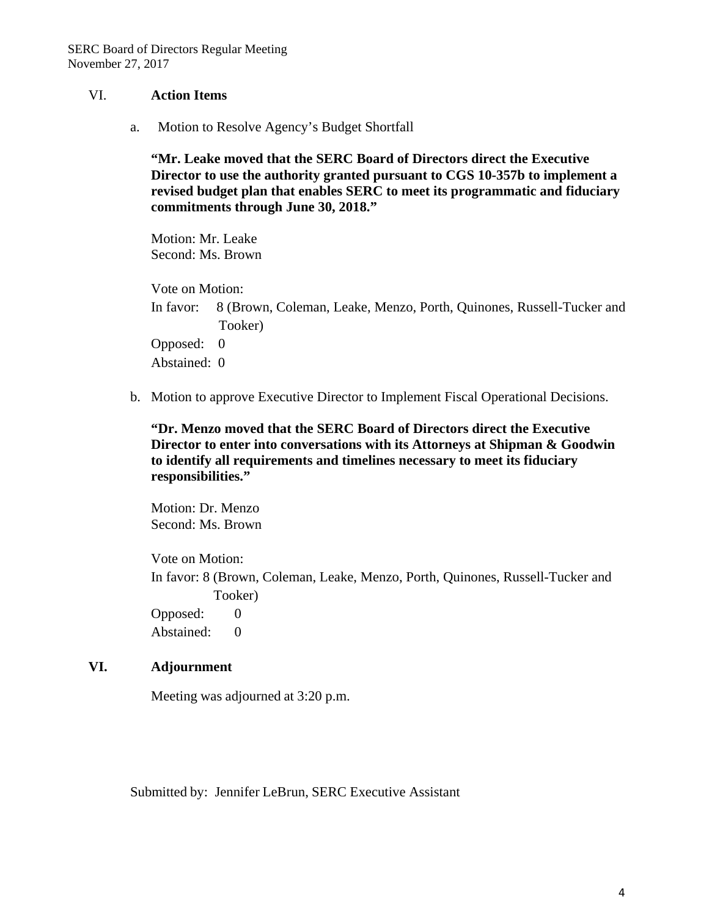## VI. Action Items

a. Motion to Resolve Agency's Budget Shortfall

**"Mr. Leake moved that the SERC Board of Directors direct the Executive Director to use the authority granted pursuant to CGS 10-357b to implement a revised budget plan that enables SERC to meet its programmatic and fiduciary commitments through June 30, 2018."**

Motion: Mr. Leake
Second: Ms. Brown

Vote on Motion:
In favor: 8 (Brown, Coleman, Leake, Menzo, Porth, Quinones, Russell-Tucker and Tooker)
Opposed: 0
Abstained: 0

b. Motion to approve Executive Director to Implement Fiscal Operational Decisions.

**"Dr. Menzo moved that the SERC Board of Directors direct the Executive Director to enter into conversations with its Attorneys at Shipman & Goodwin to identify all requirements and timelines necessary to meet its fiduciary responsibilities."**

Motion: Dr. Menzo
Second: Ms. Brown

Vote on Motion:
In favor: 8 (Brown, Coleman, Leake, Menzo, Porth, Quinones, Russell-Tucker and Tooker)
Opposed: 0
Abstained: 0

## VI. Adjournment

Meeting was adjourned at 3:20 p.m.

Submitted by: Jennifer LeBrun, SERC Executive Assistant